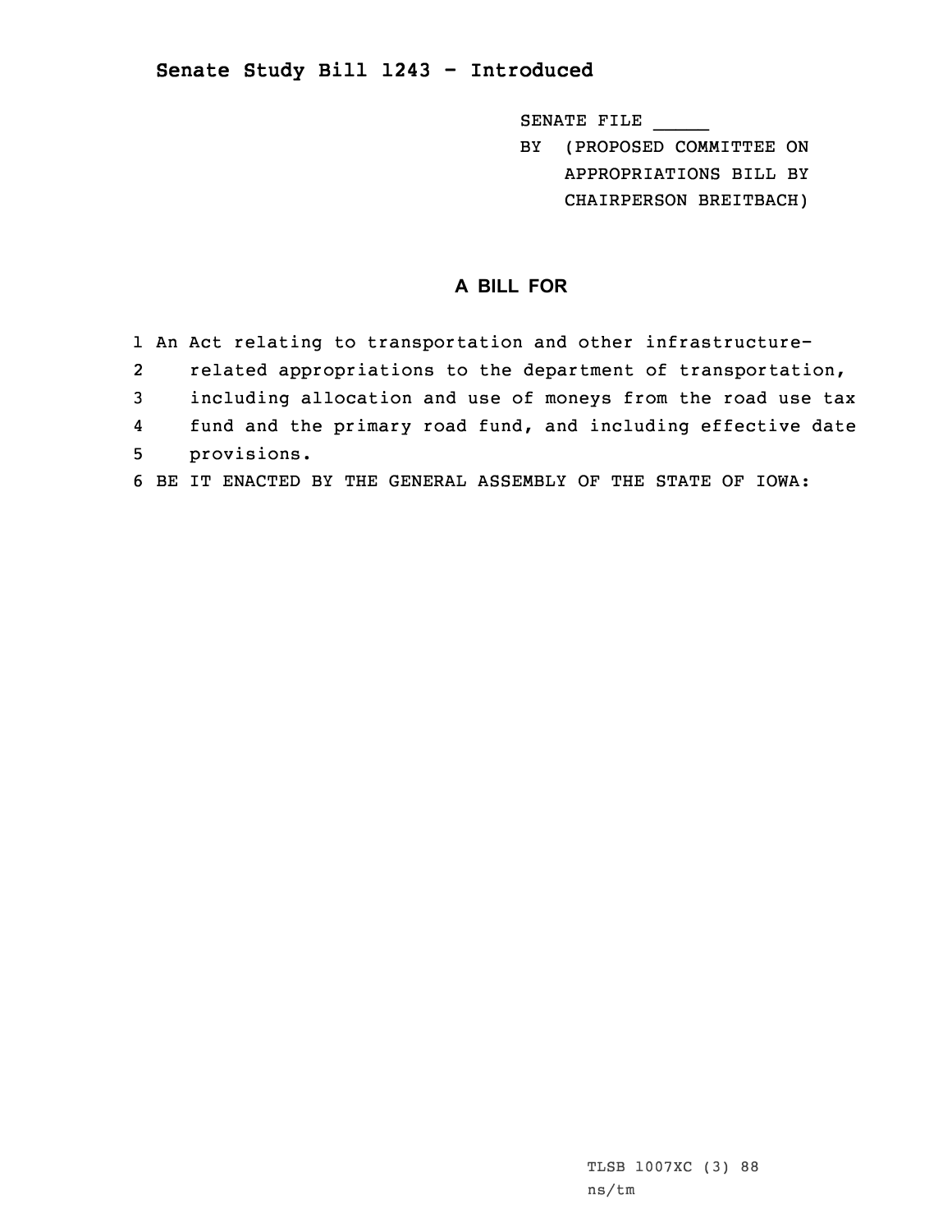## Senate Study Bill 1243 - Introduced

SENATE FILE _____
BY (PROPOSED COMMITTEE ON APPROPRIATIONS BILL BY CHAIRPERSON BREITBACH)

### A BILL FOR

1 An Act relating to transportation and other infrastructure-
2 related appropriations to the department of transportation,
3 including allocation and use of moneys from the road use tax
4 fund and the primary road fund, and including effective date
5 provisions.
6 BE IT ENACTED BY THE GENERAL ASSEMBLY OF THE STATE OF IOWA:

TLSB 1007XC (3) 88
ns/tm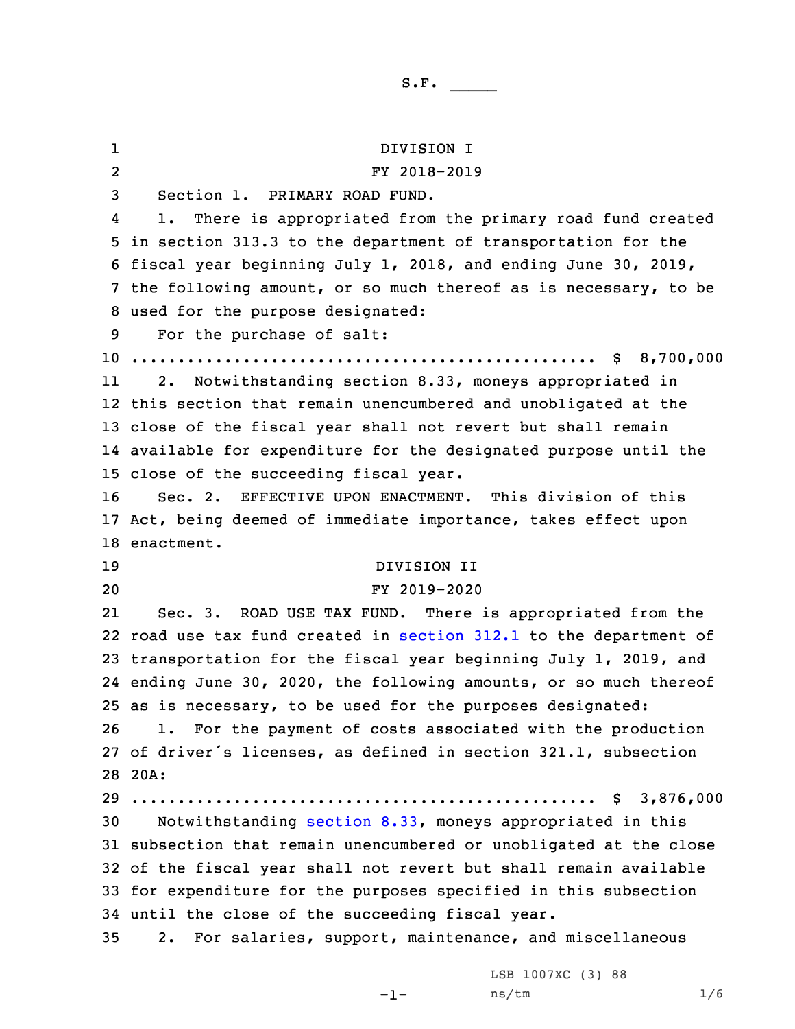S.F. _____

DIVISION I

FY 2018-2019

Section 1. PRIMARY ROAD FUND.

1. There is appropriated from the primary road fund created in section 313.3 to the department of transportation for the fiscal year beginning July 1, 2018, and ending June 30, 2019, the following amount, or so much thereof as is necessary, to be used for the purpose designated:

For the purchase of salt:

.................................................. $ 8,700,000

2. Notwithstanding section 8.33, moneys appropriated in this section that remain unencumbered and unobligated at the close of the fiscal year shall not revert but shall remain available for expenditure for the designated purpose until the close of the succeeding fiscal year.

Sec. 2. EFFECTIVE UPON ENACTMENT. This division of this Act, being deemed of immediate importance, takes effect upon enactment.

DIVISION II

FY 2019-2020

Sec. 3. ROAD USE TAX FUND. There is appropriated from the road use tax fund created in section 312.1 to the department of transportation for the fiscal year beginning July 1, 2019, and ending June 30, 2020, the following amounts, or so much thereof as is necessary, to be used for the purposes designated:

1. For the payment of costs associated with the production of driver's licenses, as defined in section 321.1, subsection 20A:

.................................................. $ 3,876,000

Notwithstanding section 8.33, moneys appropriated in this subsection that remain unencumbered or unobligated at the close of the fiscal year shall not revert but shall remain available for expenditure for the purposes specified in this subsection until the close of the succeeding fiscal year.

2. For salaries, support, maintenance, and miscellaneous

LSB 1007XC (3) 88
ns/tm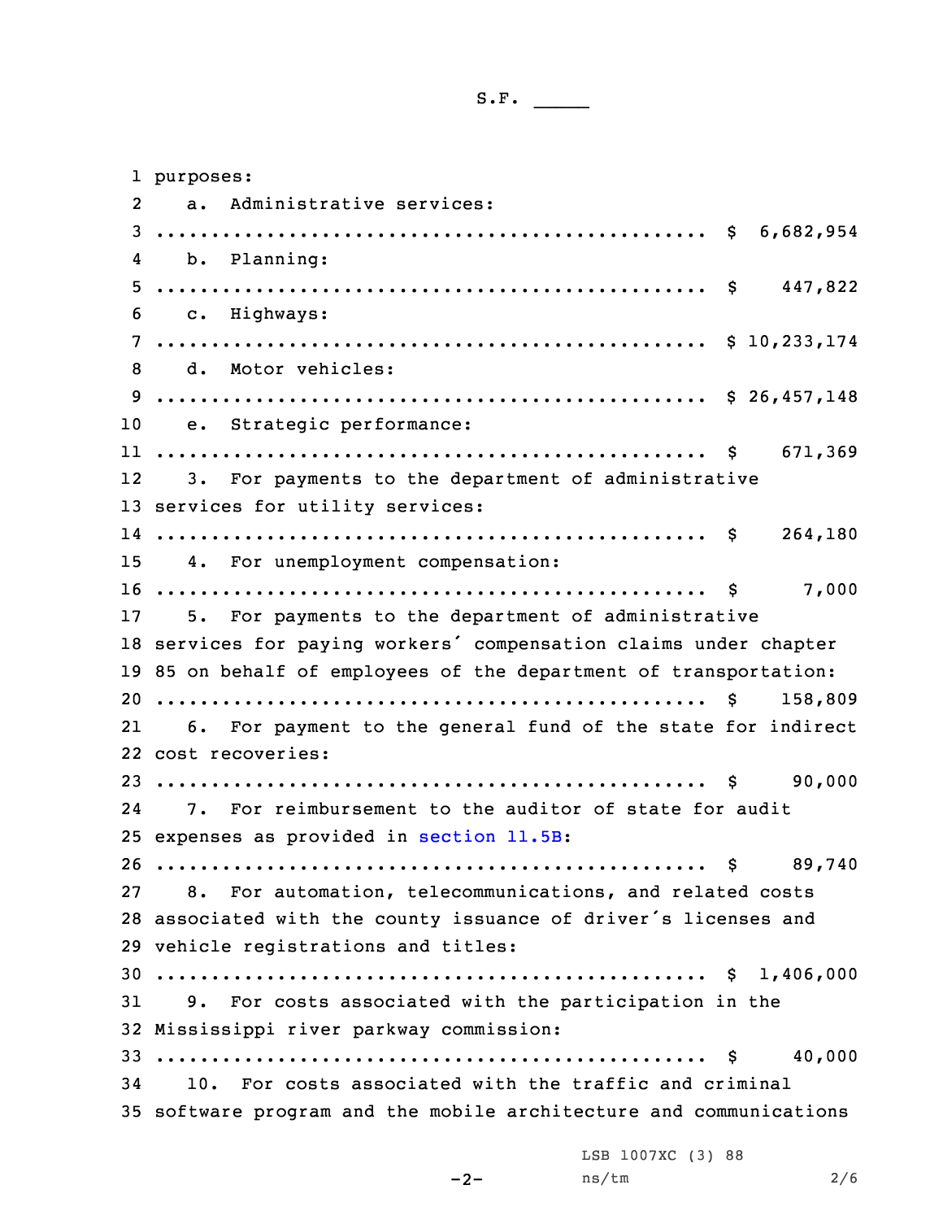purposes:

a. Administrative services:
.................................................. $ 6,682,954

b. Planning:
.................................................. $ 447,822

c. Highways:
.................................................. $ 10,233,174

d. Motor vehicles:
.................................................. $ 26,457,148

e. Strategic performance:
.................................................. $ 671,369

3. For payments to the department of administrative services for utility services:
.................................................. $ 264,180

4. For unemployment compensation:
.................................................. $ 7,000

5. For payments to the department of administrative services for paying workers' compensation claims under chapter 85 on behalf of employees of the department of transportation:
.................................................. $ 158,809

6. For payment to the general fund of the state for indirect cost recoveries:
.................................................. $ 90,000

7. For reimbursement to the auditor of state for audit expenses as provided in section 11.5B:
.................................................. $ 89,740

8. For automation, telecommunications, and related costs associated with the county issuance of driver's licenses and vehicle registrations and titles:
.................................................. $ 1,406,000

9. For costs associated with the participation in the Mississippi river parkway commission:
.................................................. $ 40,000

10. For costs associated with the traffic and criminal software program and the mobile architecture and communications

LSB 1007XC (3) 88
ns/tm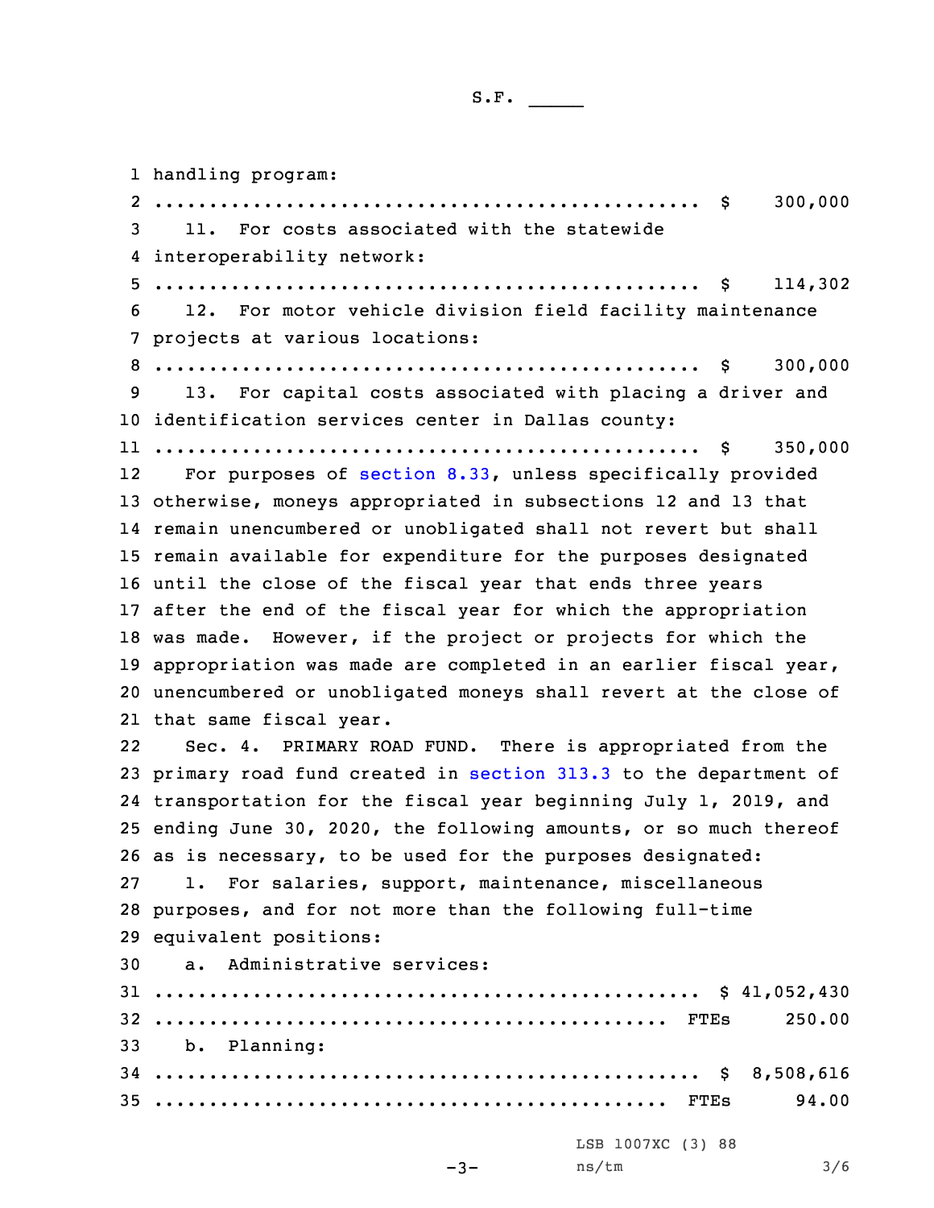handling program:

.................................................. $ 300,000

11. For costs associated with the statewide interoperability network:

.................................................. $ 114,302

12. For motor vehicle division field facility maintenance projects at various locations:

.................................................. $ 300,000

13. For capital costs associated with placing a driver and identification services center in Dallas county:

.................................................. $ 350,000

For purposes of section 8.33, unless specifically provided otherwise, moneys appropriated in subsections 12 and 13 that remain unencumbered or unobligated shall not revert but shall remain available for expenditure for the purposes designated until the close of the fiscal year that ends three years after the end of the fiscal year for which the appropriation was made. However, if the project or projects for which the appropriation was made are completed in an earlier fiscal year, unencumbered or unobligated moneys shall revert at the close of that same fiscal year.

Sec. 4. PRIMARY ROAD FUND. There is appropriated from the primary road fund created in section 313.3 to the department of transportation for the fiscal year beginning July 1, 2019, and ending June 30, 2020, the following amounts, or so much thereof as is necessary, to be used for the purposes designated:

1. For salaries, support, maintenance, miscellaneous purposes, and for not more than the following full-time equivalent positions:

a. Administrative services:

.................................................. $ 41,052,430

............................................... FTEs 250.00

b. Planning:

.................................................. $ 8,508,616

............................................... FTEs 94.00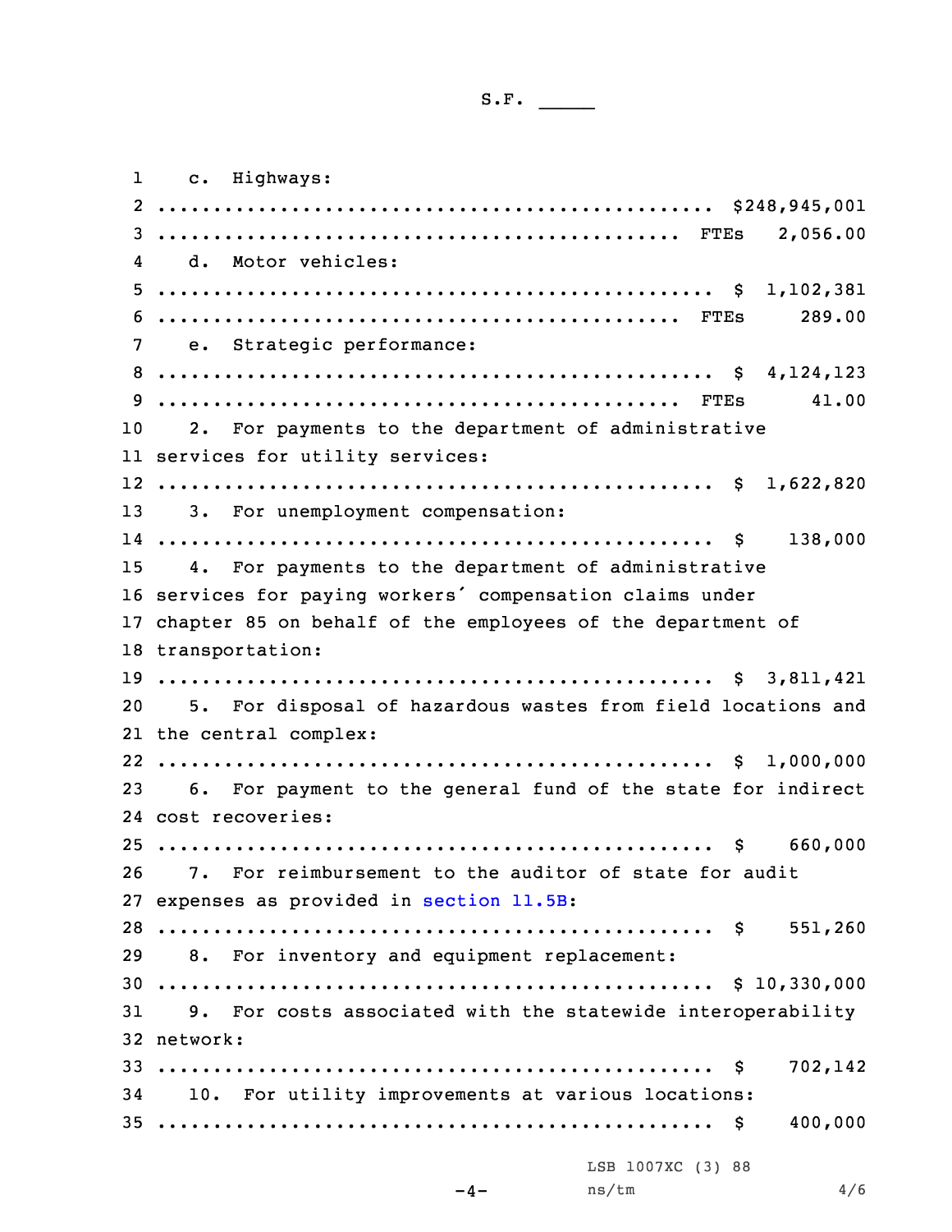S.F. _____

c. Highways:

.................................................. $248,945,001

.............................................. FTEs 2,056.00

d. Motor vehicles:

.................................................. $ 1,102,381

.............................................. FTEs 289.00

e. Strategic performance:

.................................................. $ 4,124,123

.............................................. FTEs 41.00

2. For payments to the department of administrative services for utility services:

.................................................. $ 1,622,820

3. For unemployment compensation:

.................................................. $ 138,000

4. For payments to the department of administrative services for paying workers' compensation claims under chapter 85 on behalf of the employees of the department of transportation:

.................................................. $ 3,811,421

5. For disposal of hazardous wastes from field locations and the central complex:

.................................................. $ 1,000,000

6. For payment to the general fund of the state for indirect cost recoveries:

.................................................. $ 660,000

7. For reimbursement to the auditor of state for audit expenses as provided in section 11.5B:

.................................................. $ 551,260

8. For inventory and equipment replacement:

.................................................. $ 10,330,000

9. For costs associated with the statewide interoperability network:

.................................................. $ 702,142

10. For utility improvements at various locations:

.................................................. $ 400,000

LSB 1007XC (3) 88
ns/tm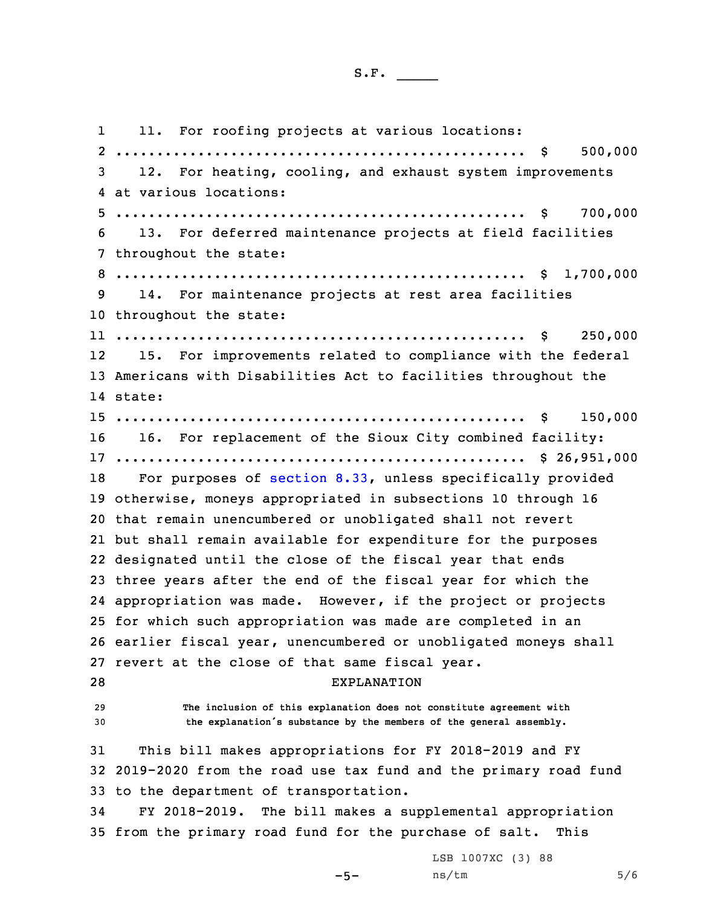11. For roofing projects at various locations:
.................................................. $ 500,000

12. For heating, cooling, and exhaust system improvements at various locations:
.................................................. $ 700,000

13. For deferred maintenance projects at field facilities throughout the state:
.................................................. $ 1,700,000

14. For maintenance projects at rest area facilities throughout the state:
.................................................. $ 250,000

15. For improvements related to compliance with the federal Americans with Disabilities Act to facilities throughout the state:
.................................................. $ 150,000

16. For replacement of the Sioux City combined facility:
.................................................. $ 26,951,000

For purposes of section 8.33, unless specifically provided otherwise, moneys appropriated in subsections 10 through 16 that remain unencumbered or unobligated shall not revert but shall remain available for expenditure for the purposes designated until the close of the fiscal year that ends three years after the end of the fiscal year for which the appropriation was made. However, if the project or projects for which such appropriation was made are completed in an earlier fiscal year, unencumbered or unobligated moneys shall revert at the close of that same fiscal year.

## EXPLANATION

**The inclusion of this explanation does not constitute agreement with the explanation's substance by the members of the general assembly.**

This bill makes appropriations for FY 2018-2019 and FY 2019-2020 from the road use tax fund and the primary road fund to the department of transportation.

FY 2018-2019. The bill makes a supplemental appropriation from the primary road fund for the purchase of salt. This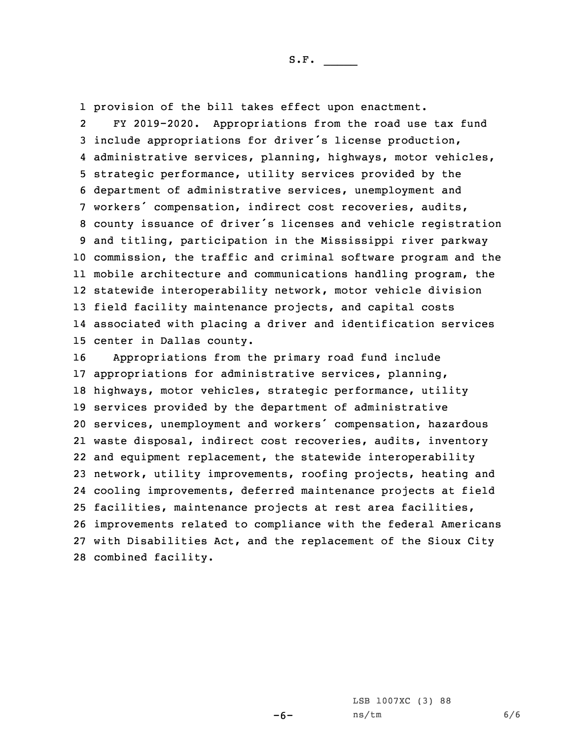provision of the bill takes effect upon enactment.

FY 2019-2020. Appropriations from the road use tax fund include appropriations for driver's license production, administrative services, planning, highways, motor vehicles, strategic performance, utility services provided by the department of administrative services, unemployment and workers' compensation, indirect cost recoveries, audits, county issuance of driver's licenses and vehicle registration and titling, participation in the Mississippi river parkway commission, the traffic and criminal software program and the mobile architecture and communications handling program, the statewide interoperability network, motor vehicle division field facility maintenance projects, and capital costs associated with placing a driver and identification services center in Dallas county.

Appropriations from the primary road fund include appropriations for administrative services, planning, highways, motor vehicles, strategic performance, utility services provided by the department of administrative services, unemployment and workers' compensation, hazardous waste disposal, indirect cost recoveries, audits, inventory and equipment replacement, the statewide interoperability network, utility improvements, roofing projects, heating and cooling improvements, deferred maintenance projects at field facilities, maintenance projects at rest area facilities, improvements related to compliance with the federal Americans with Disabilities Act, and the replacement of the Sioux City combined facility.